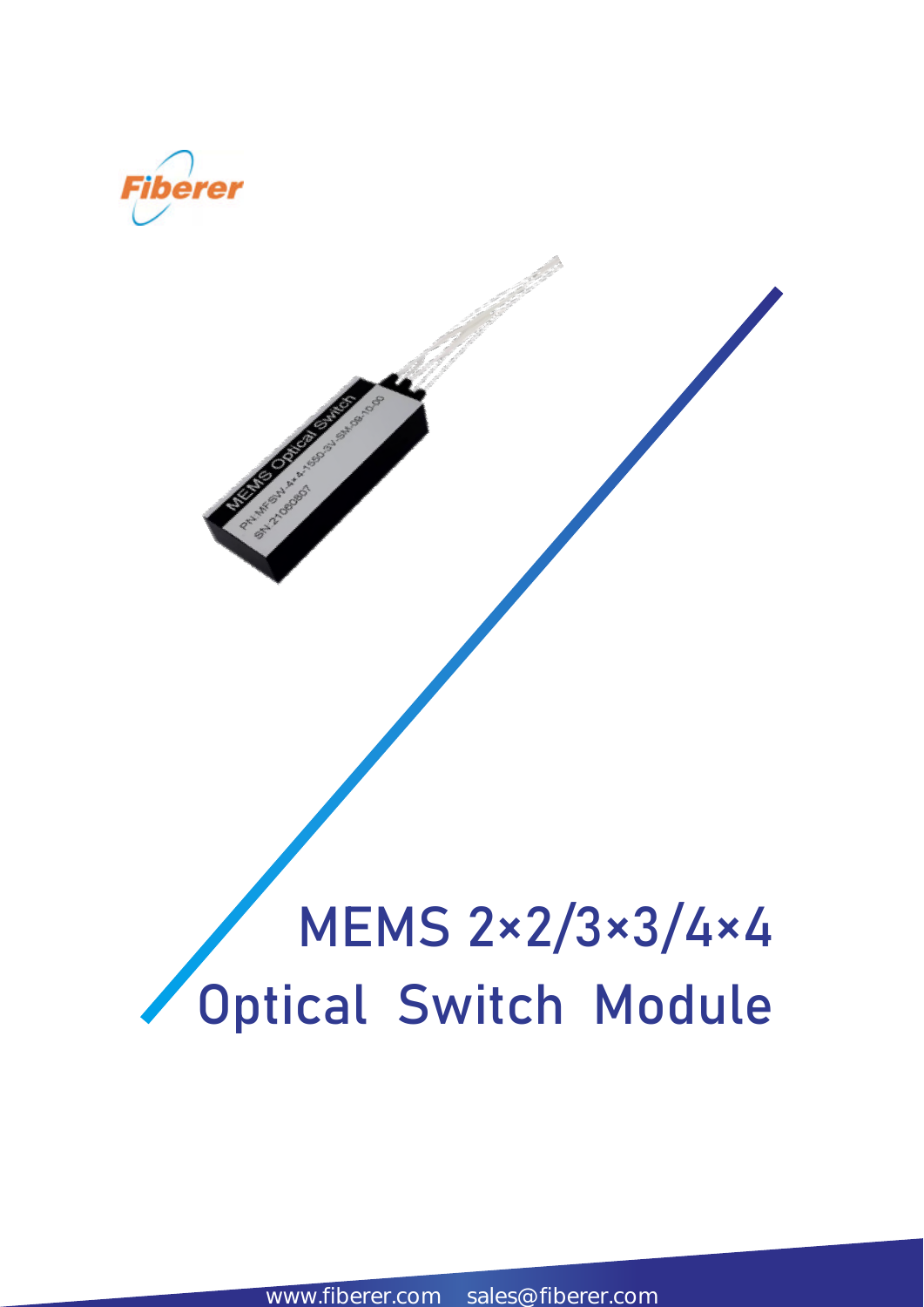Fiberer

# MEMS 2×2/3×3/4×4 Optical Switch Module

www.fiberer.com sales@fiberer.com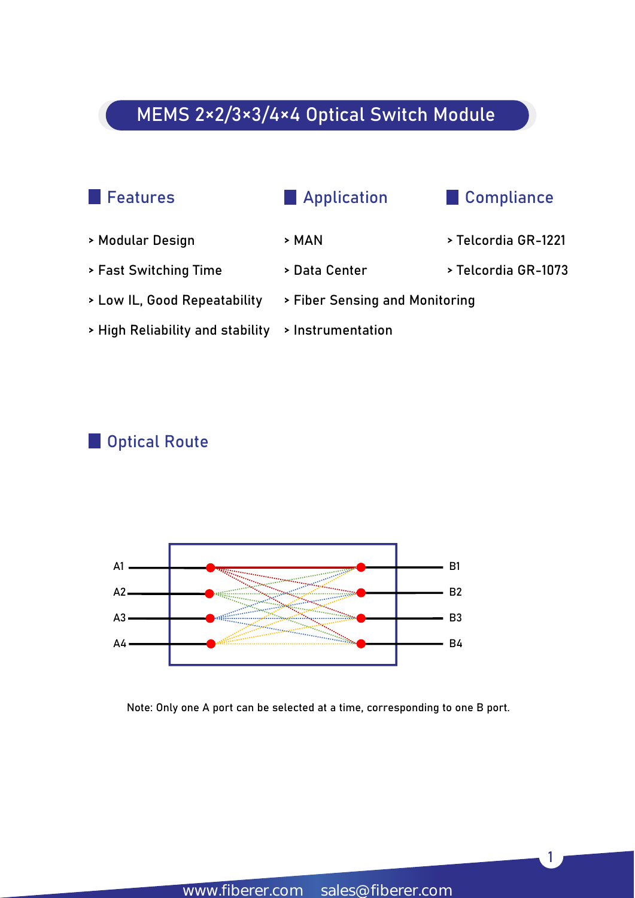# MEMS 2×2/3×3/4×4 Optical Switch Module

## Features

- Modular Design
- Fast Switching Time
- Low IL, Good Repeatability
- High Reliability and stability

## Application

- MAN
- Data Center
- Fiber Sensing and Monitoring
- Instrumentation

## Compliance

- Telcordia GR-1221
- Telcordia GR-1073

## Optical Route

A1, A2, A3, A4 — B1, B2, B3, B4

Note: Only one A port can be selected at a time, corresponding to one B port.

www.fiberer.com sales@fiberer.com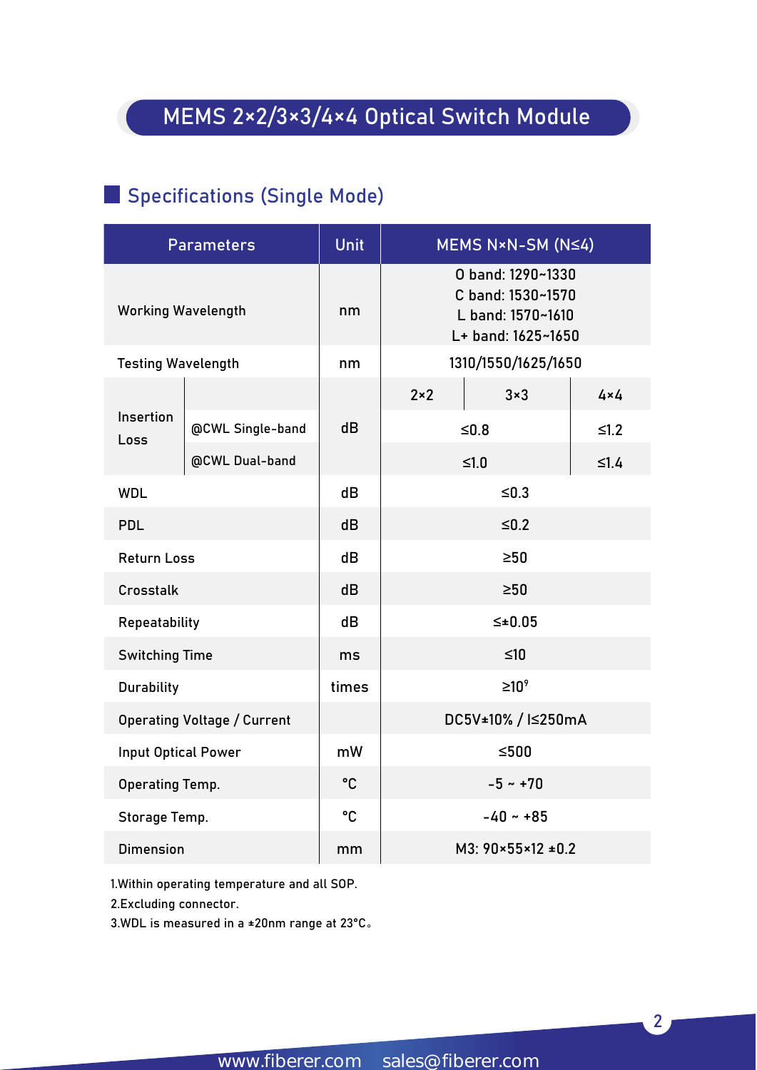# MEMS 2×2/3×3/4×4 Optical Switch Module

## Specifications (Single Mode)

| Parameters | | Unit | MEMS N×N-SM (N≤4) | | |
|---|---|---|---|---|---|
| Working Wavelength | | nm | O band: 1290~1330<br>C band: 1530~1570<br>L band: 1570~1610<br>L+ band: 1625~1650 | | |
| Testing Wavelength | | nm | 1310/1550/1625/1650 | | |
| Insertion Loss | | dB | 2×2 | 3×3 | 4×4 |
| | @CWL Single-band | | ≤0.8 | | ≤1.2 |
| | @CWL Dual-band | | ≤1.0 | | ≤1.4 |
| WDL | | dB | ≤0.3 | | |
| PDL | | dB | ≤0.2 | | |
| Return Loss | | dB | ≥50 | | |
| Crosstalk | | dB | ≥50 | | |
| Repeatability | | dB | ≤±0.05 | | |
| Switching Time | | ms | ≤10 | | |
| Durability | | times | $\geq 10^9$ | | |
| Operating Voltage / Current | | | DC5V±10% / I≤250mA | | |
| Input Optical Power | | mW | ≤500 | | |
| Operating Temp. | | °C | -5 ~ +70 | | |
| Storage Temp. | | °C | -40 ~ +85 | | |
| Dimension | | mm | M3: 90×55×12 ±0.2 | | |

1.Within operating temperature and all SOP.
2.Excluding connector.
3.WDL is measured in a ±20nm range at 23°C。

www.fiberer.com sales@fiberer.com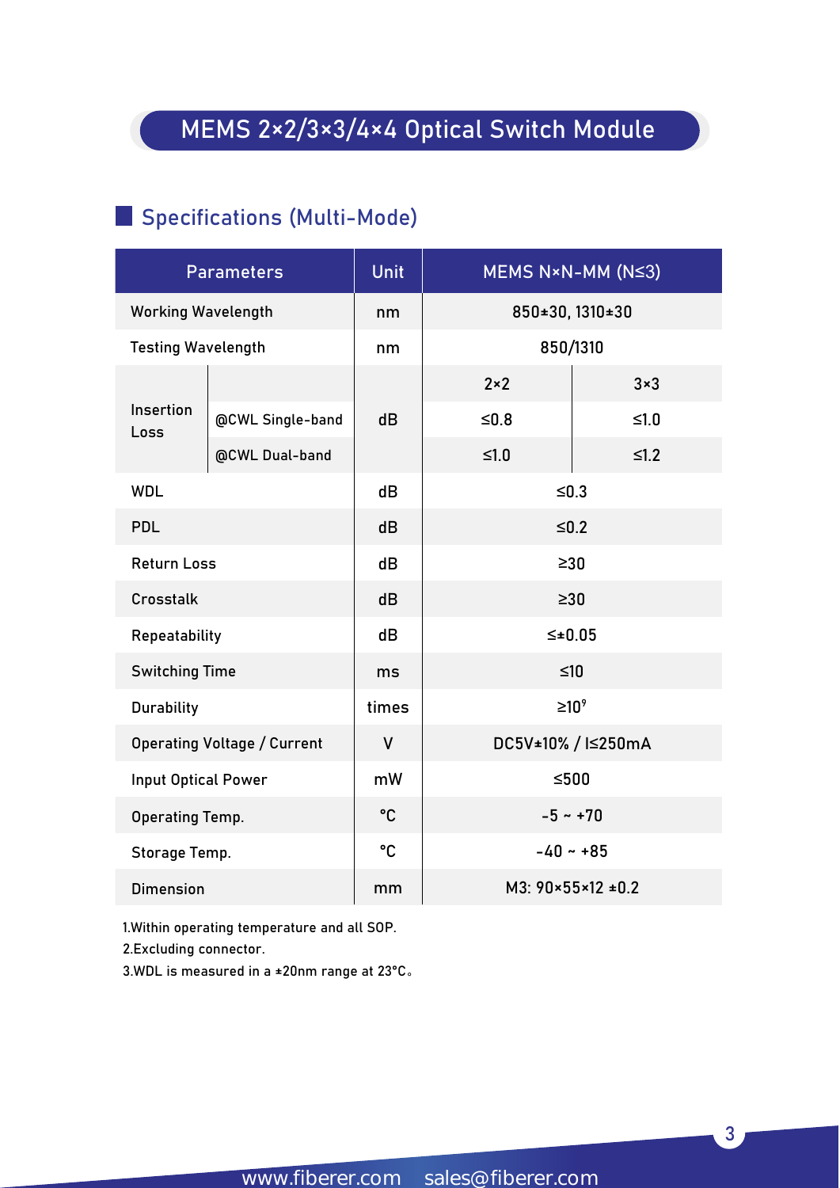# MEMS 2×2/3×3/4×4 Optical Switch Module

## Specifications (Multi-Mode)

| Parameters | | Unit | MEMS N×N-MM (N≤3) | |
|---|---|---|---|---|
| Working Wavelength | | nm | 850±30, 1310±30 | |
| Testing Wavelength | | nm | 850/1310 | |
| Insertion Loss | | dB | 2×2 | 3×3 |
| | @CWL Single-band | | ≤0.8 | ≤1.0 |
| | @CWL Dual-band | | ≤1.0 | ≤1.2 |
| WDL | | dB | ≤0.3 | |
| PDL | | dB | ≤0.2 | |
| Return Loss | | dB | ≥30 | |
| Crosstalk | | dB | ≥30 | |
| Repeatability | | dB | ≤±0.05 | |
| Switching Time | | ms | ≤10 | |
| Durability | | times | ≥$10^9$ | |
| Operating Voltage / Current | | V | DC5V±10% / I≤250mA | |
| Input Optical Power | | mW | ≤500 | |
| Operating Temp. | | °C | -5 ~ +70 | |
| Storage Temp. | | °C | -40 ~ +85 | |
| Dimension | | mm | M3: 90×55×12 ±0.2 | |

1.Within operating temperature and all SOP.
2.Excluding connector.
3.WDL is measured in a ±20nm range at 23°C。

www.fiberer.com sales@fiberer.com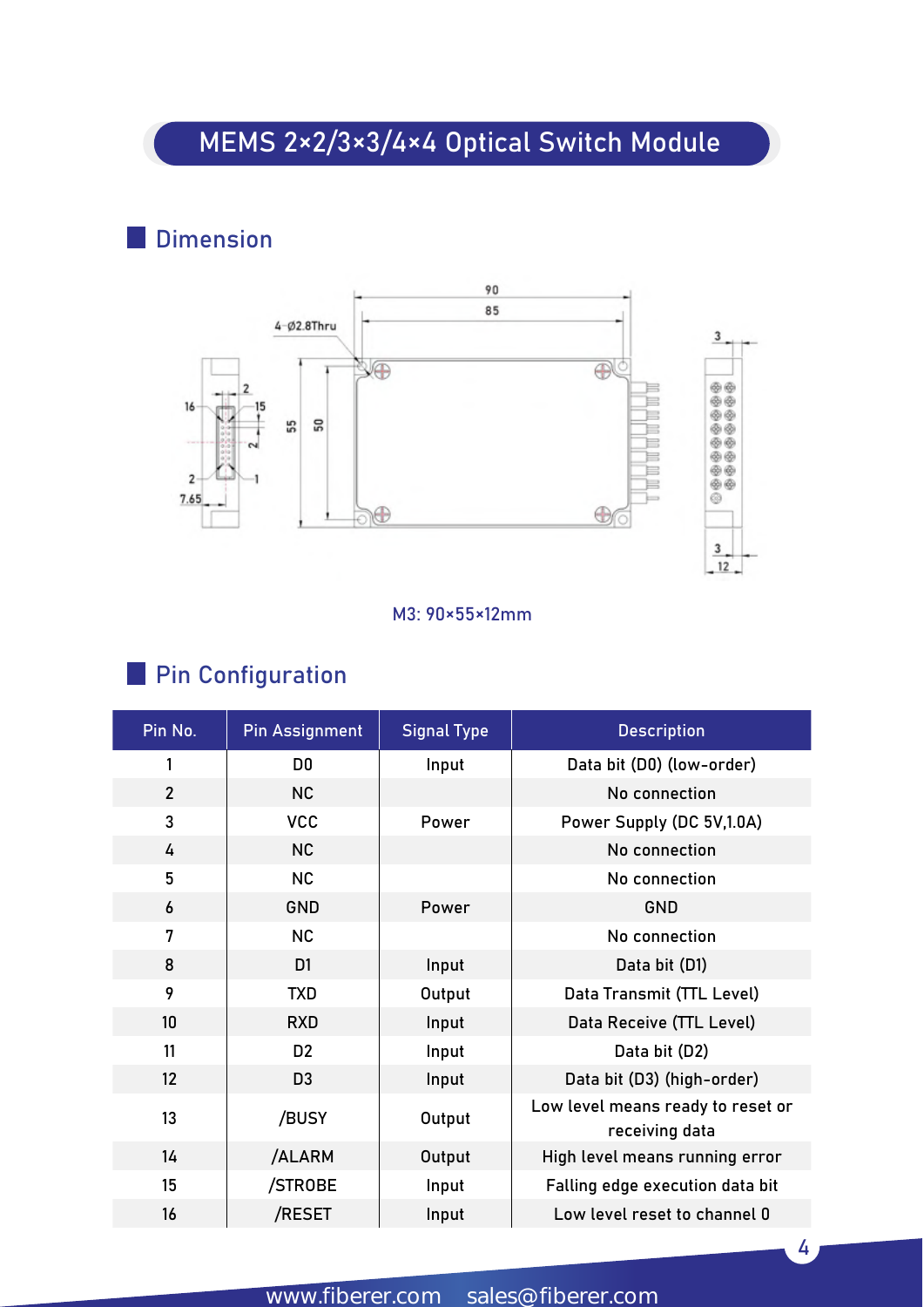# MEMS 2×2/3×3/4×4 Optical Switch Module

## Dimension

M3: 90×55×12mm

## Pin Configuration

| Pin No. | Pin Assignment | Signal Type | Description |
|---|---|---|---|
| 1 | D0 | Input | Data bit (D0) (low-order) |
| 2 | NC | | No connection |
| 3 | VCC | Power | Power Supply (DC 5V,1.0A) |
| 4 | NC | | No connection |
| 5 | NC | | No connection |
| 6 | GND | Power | GND |
| 7 | NC | | No connection |
| 8 | D1 | Input | Data bit (D1) |
| 9 | TXD | Output | Data Transmit (TTL Level) |
| 10 | RXD | Input | Data Receive (TTL Level) |
| 11 | D2 | Input | Data bit (D2) |
| 12 | D3 | Input | Data bit (D3) (high-order) |
| 13 | /BUSY | Output | Low level means ready to reset or receiving data |
| 14 | /ALARM | Output | High level means running error |
| 15 | /STROBE | Input | Falling edge execution data bit |
| 16 | /RESET | Input | Low level reset to channel 0 |

www.fiberer.com sales@fiberer.com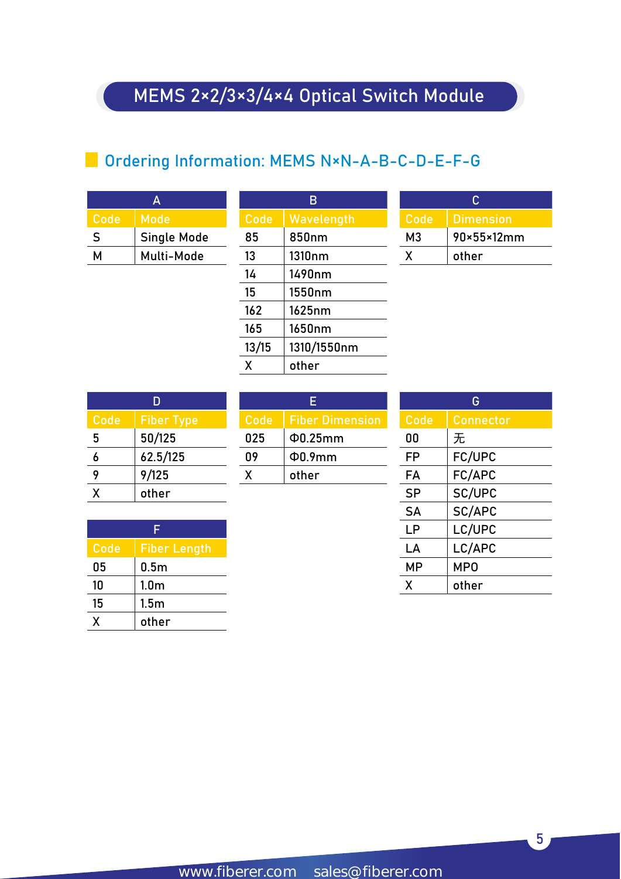# MEMS 2×2/3×3/4×4 Optical Switch Module

## Ordering Information: MEMS N×N-A-B-C-D-E-F-G

**A**

| Code | Mode |
|---|---|
| S | Single Mode |
| M | Multi-Mode |

**B**

| Code | Wavelength |
|---|---|
| 85 | 850nm |
| 13 | 1310nm |
| 14 | 1490nm |
| 15 | 1550nm |
| 162 | 1625nm |
| 165 | 1650nm |
| 13/15 | 1310/1550nm |
| X | other |

**C**

| Code | Dimension |
|---|---|
| M3 | 90×55×12mm |
| X | other |

**D**

| Code | Fiber Type |
|---|---|
| 5 | 50/125 |
| 6 | 62.5/125 |
| 9 | 9/125 |
| X | other |

**E**

| Code | Fiber Dimension |
|---|---|
| 025 | Φ0.25mm |
| 09 | Φ0.9mm |
| X | other |

**F**

| Code | Fiber Length |
|---|---|
| 05 | 0.5m |
| 10 | 1.0m |
| 15 | 1.5m |
| X | other |

**G**

| Code | Connector |
|---|---|
| 00 | 无 |
| FP | FC/UPC |
| FA | FC/APC |
| SP | SC/UPC |
| SA | SC/APC |
| LP | LC/UPC |
| LA | LC/APC |
| MP | MPO |
| X | other |

www.fiberer.com sales@fiberer.com